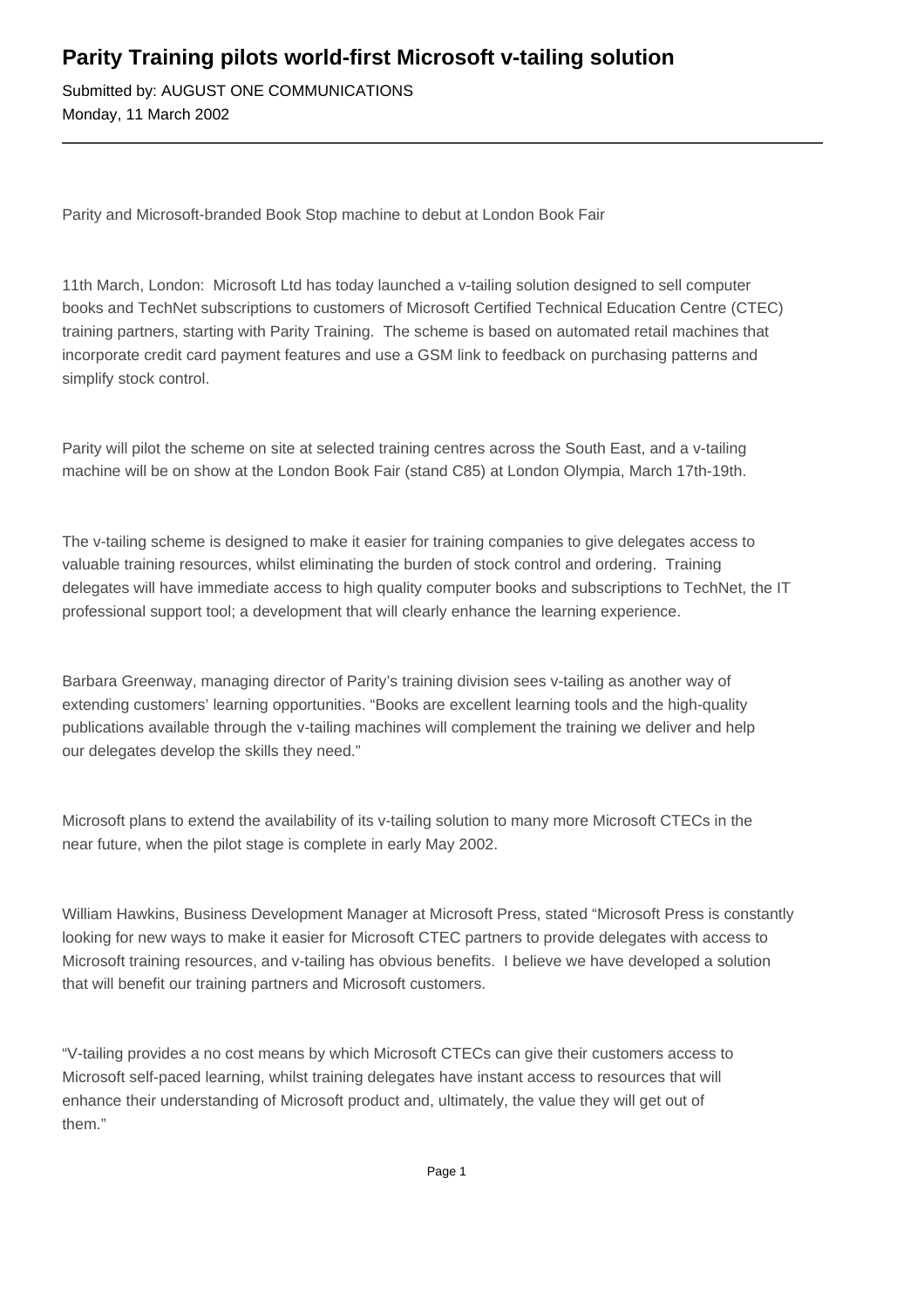# Parity Training pilots world-first Microsoft v-tailing solution

Submitted by: AUGUST ONE COMMUNICATIONS
Monday, 11 March 2002

---

Parity and Microsoft-branded Book Stop machine to debut at London Book Fair

11th March, London: Microsoft Ltd has today launched a v-tailing solution designed to sell computer books and TechNet subscriptions to customers of Microsoft Certified Technical Education Centre (CTEC) training partners, starting with Parity Training. The scheme is based on automated retail machines that incorporate credit card payment features and use a GSM link to feedback on purchasing patterns and simplify stock control.

Parity will pilot the scheme on site at selected training centres across the South East, and a v-tailing machine will be on show at the London Book Fair (stand C85) at London Olympia, March 17th-19th.

The v-tailing scheme is designed to make it easier for training companies to give delegates access to valuable training resources, whilst eliminating the burden of stock control and ordering. Training delegates will have immediate access to high quality computer books and subscriptions to TechNet, the IT professional support tool; a development that will clearly enhance the learning experience.

Barbara Greenway, managing director of Parity's training division sees v-tailing as another way of extending customers' learning opportunities. "Books are excellent learning tools and the high-quality publications available through the v-tailing machines will complement the training we deliver and help our delegates develop the skills they need."

Microsoft plans to extend the availability of its v-tailing solution to many more Microsoft CTECs in the near future, when the pilot stage is complete in early May 2002.

William Hawkins, Business Development Manager at Microsoft Press, stated "Microsoft Press is constantly looking for new ways to make it easier for Microsoft CTEC partners to provide delegates with access to Microsoft training resources, and v-tailing has obvious benefits. I believe we have developed a solution that will benefit our training partners and Microsoft customers.

"V-tailing provides a no cost means by which Microsoft CTECs can give their customers access to Microsoft self-paced learning, whilst training delegates have instant access to resources that will enhance their understanding of Microsoft product and, ultimately, the value they will get out of them."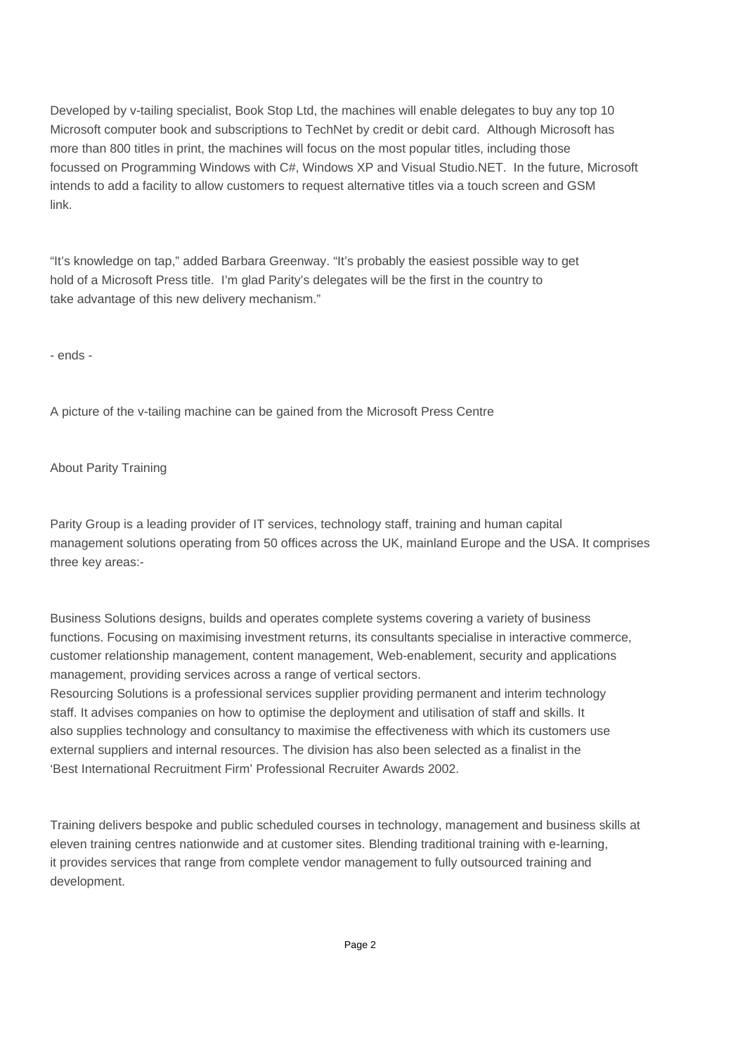Developed by v-tailing specialist, Book Stop Ltd, the machines will enable delegates to buy any top 10 Microsoft computer book and subscriptions to TechNet by credit or debit card. Although Microsoft has more than 800 titles in print, the machines will focus on the most popular titles, including those focussed on Programming Windows with C#, Windows XP and Visual Studio.NET. In the future, Microsoft intends to add a facility to allow customers to request alternative titles via a touch screen and GSM link.

"It's knowledge on tap," added Barbara Greenway. "It's probably the easiest possible way to get hold of a Microsoft Press title. I'm glad Parity's delegates will be the first in the country to take advantage of this new delivery mechanism."

- ends -

A picture of the v-tailing machine can be gained from the Microsoft Press Centre

About Parity Training

Parity Group is a leading provider of IT services, technology staff, training and human capital management solutions operating from 50 offices across the UK, mainland Europe and the USA. It comprises three key areas:-

Business Solutions designs, builds and operates complete systems covering a variety of business functions. Focusing on maximising investment returns, its consultants specialise in interactive commerce, customer relationship management, content management, Web-enablement, security and applications management, providing services across a range of vertical sectors.
Resourcing Solutions is a professional services supplier providing permanent and interim technology staff. It advises companies on how to optimise the deployment and utilisation of staff and skills. It also supplies technology and consultancy to maximise the effectiveness with which its customers use external suppliers and internal resources. The division has also been selected as a finalist in the 'Best International Recruitment Firm' Professional Recruiter Awards 2002.

Training delivers bespoke and public scheduled courses in technology, management and business skills at eleven training centres nationwide and at customer sites. Blending traditional training with e-learning, it provides services that range from complete vendor management to fully outsourced training and development.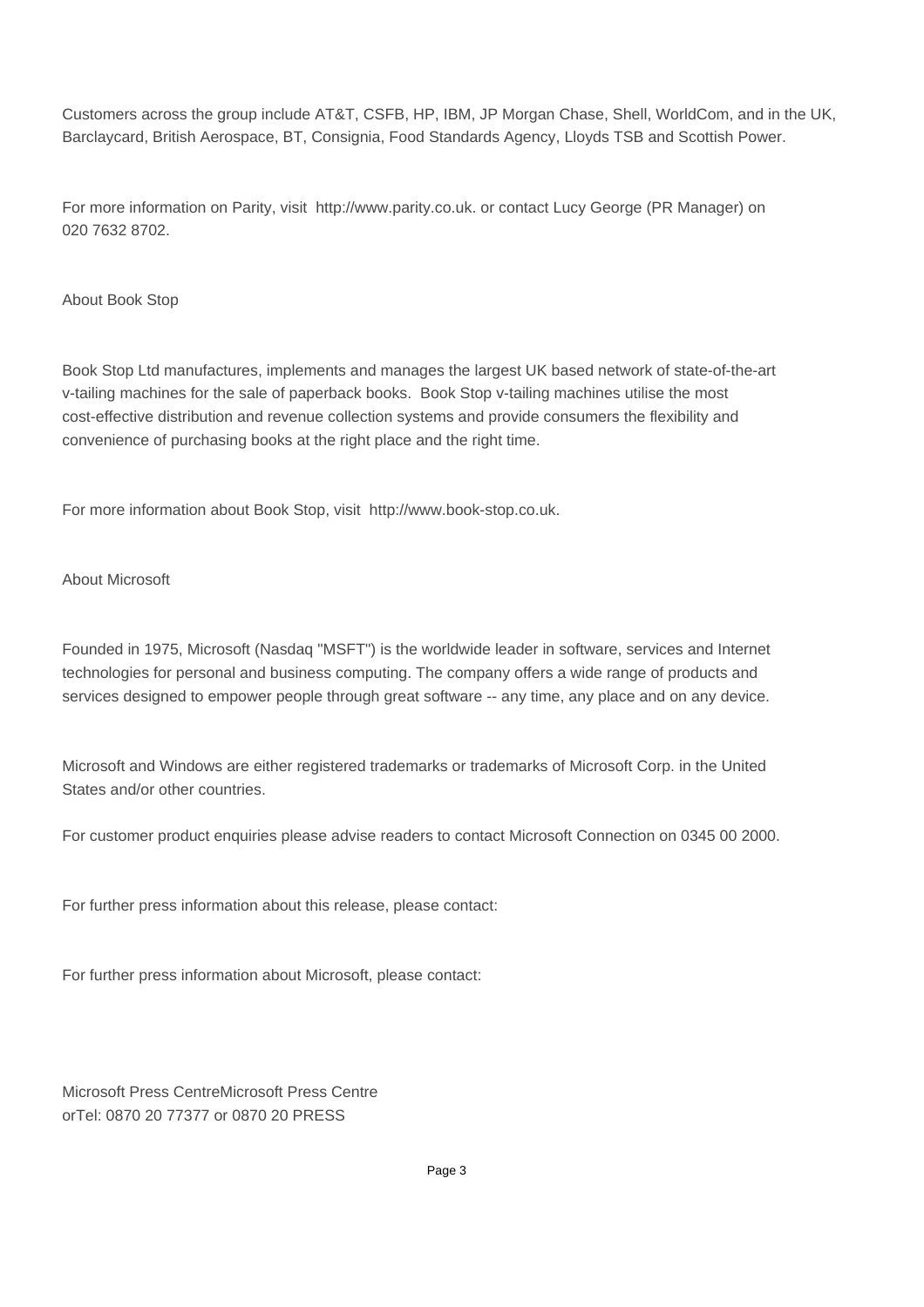Customers across the group include AT&T, CSFB, HP, IBM, JP Morgan Chase, Shell, WorldCom, and in the UK, Barclaycard, British Aerospace, BT, Consignia, Food Standards Agency, Lloyds TSB and Scottish Power.

For more information on Parity, visit http://www.parity.co.uk. or contact Lucy George (PR Manager) on 020 7632 8702.

About Book Stop

Book Stop Ltd manufactures, implements and manages the largest UK based network of state-of-the-art v-tailing machines for the sale of paperback books. Book Stop v-tailing machines utilise the most cost-effective distribution and revenue collection systems and provide consumers the flexibility and convenience of purchasing books at the right place and the right time.

For more information about Book Stop, visit http://www.book-stop.co.uk.

About Microsoft

Founded in 1975, Microsoft (Nasdaq "MSFT") is the worldwide leader in software, services and Internet technologies for personal and business computing. The company offers a wide range of products and services designed to empower people through great software -- any time, any place and on any device.

Microsoft and Windows are either registered trademarks or trademarks of Microsoft Corp. in the United States and/or other countries.

For customer product enquiries please advise readers to contact Microsoft Connection on 0345 00 2000.

For further press information about this release, please contact:

For further press information about Microsoft, please contact:

Microsoft Press CentreMicrosoft Press Centre
orTel: 0870 20 77377 or 0870 20 PRESS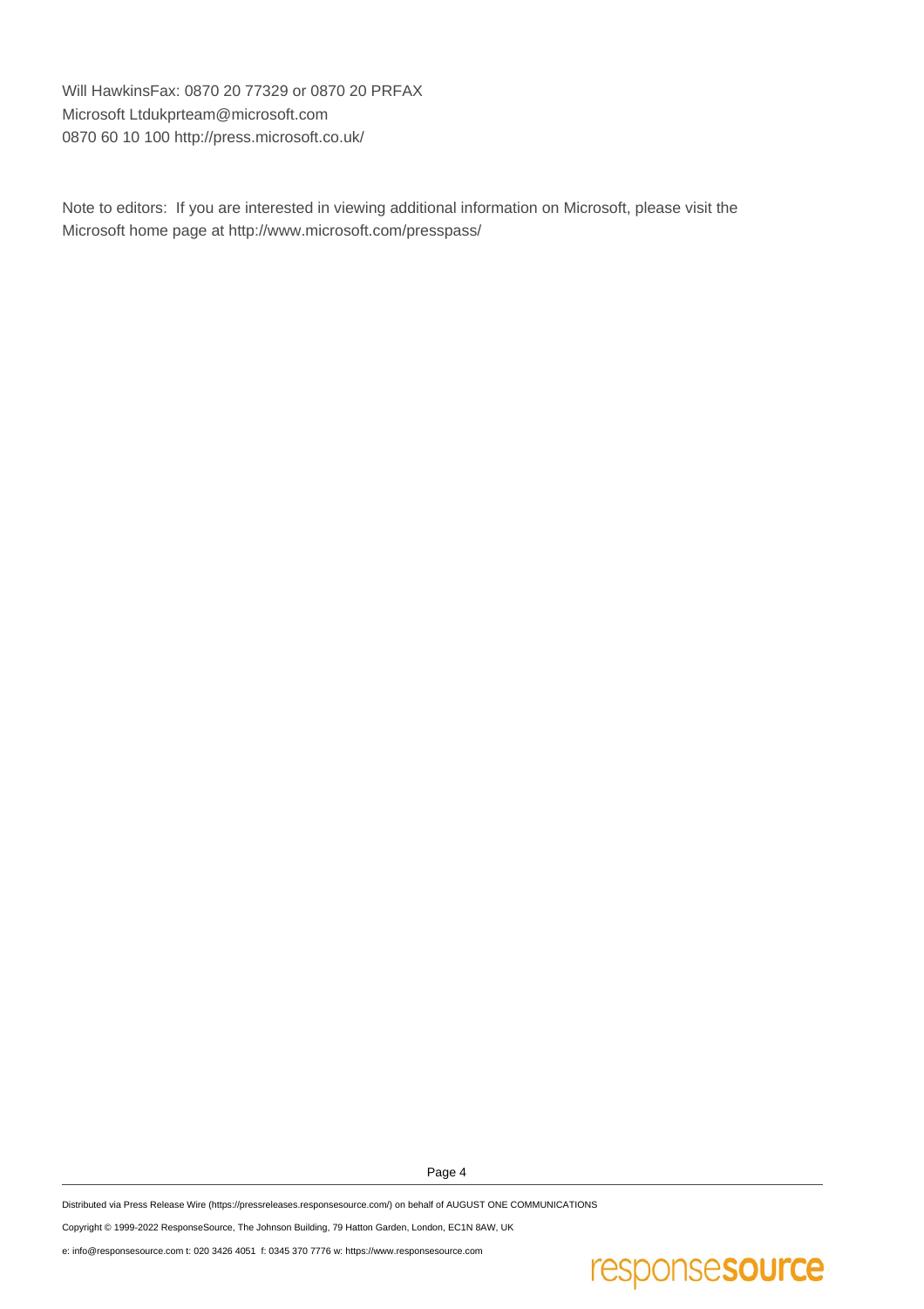Will HawkinsFax: 0870 20 77329 or 0870 20 PRFAX
Microsoft Ltdukprteam@microsoft.com
0870 60 10 100 http://press.microsoft.co.uk/

Note to editors: If you are interested in viewing additional information on Microsoft, please visit the Microsoft home page at http://www.microsoft.com/presspass/